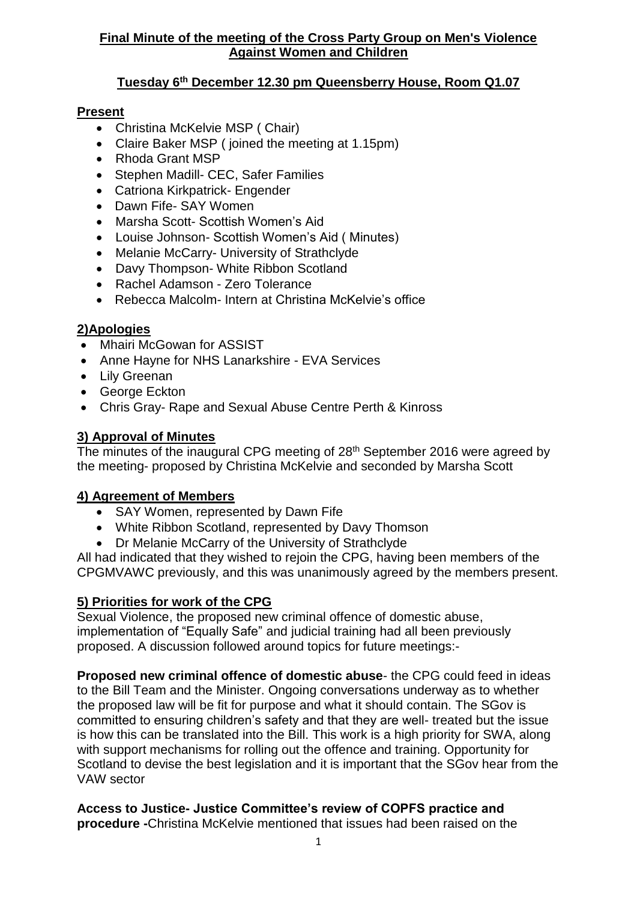**Final Minute of the meeting of the Cross Party Group on Men's Violence Against Women and Children**

**Tuesday 6th December 12.30 pm Queensberry House, Room Q1.07**

**Present**

- Christina McKelvie MSP ( Chair)
- Claire Baker MSP ( joined the meeting at 1.15pm)
- Rhoda Grant MSP
- Stephen Madill- CEC, Safer Families
- Catriona Kirkpatrick- Engender
- Dawn Fife- SAY Women
- Marsha Scott- Scottish Women's Aid
- Louise Johnson- Scottish Women's Aid ( Minutes)
- Melanie McCarry- University of Strathclyde
- Davy Thompson- White Ribbon Scotland
- Rachel Adamson - Zero Tolerance
- Rebecca Malcolm- Intern at Christina McKelvie's office

**2)Apologies**

- Mhairi McGowan for ASSIST
- Anne Hayne for NHS Lanarkshire - EVA Services
- Lily Greenan
- George Eckton
- Chris Gray- Rape and Sexual Abuse Centre Perth & Kinross

**3) Approval of Minutes**

The minutes of the inaugural CPG meeting of 28th September 2016 were agreed by the meeting- proposed by Christina McKelvie and seconded by Marsha Scott

**4) Agreement of Members**

- SAY Women, represented by Dawn Fife
- White Ribbon Scotland, represented by Davy Thomson
- Dr Melanie McCarry of the University of Strathclyde

All had indicated that they wished to rejoin the CPG, having been members of the CPGMVAWC previously, and this was unanimously agreed by the members present.

**5) Priorities for work of the CPG**

Sexual Violence, the proposed new criminal offence of domestic abuse, implementation of "Equally Safe" and judicial training had all been previously proposed. A discussion followed around topics for future meetings:-

**Proposed new criminal offence of domestic abuse**- the CPG could feed in ideas to the Bill Team and the Minister. Ongoing conversations underway as to whether the proposed law will be fit for purpose and what it should contain. The SGov is committed to ensuring children's safety and that they are well- treated but the issue is how this can be translated into the Bill. This work is a high priority for SWA, along with support mechanisms for rolling out the offence and training. Opportunity for Scotland to devise the best legislation and it is important that the SGov hear from the VAW sector

**Access to Justice- Justice Committee's review of COPFS practice and procedure -**Christina McKelvie mentioned that issues had been raised on the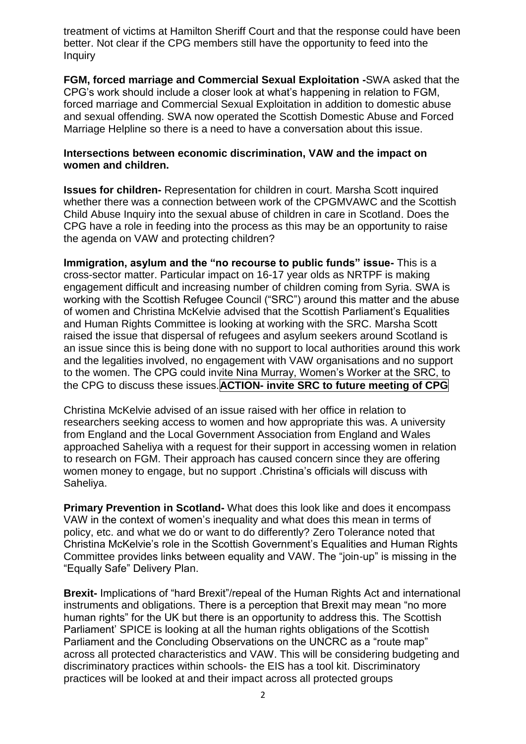treatment of victims at Hamilton Sheriff Court and that the response could have been better. Not clear if the CPG members still have the opportunity to feed into the Inquiry

**FGM, forced marriage and Commercial Sexual Exploitation -**SWA asked that the CPG's work should include a closer look at what's happening in relation to FGM, forced marriage and Commercial Sexual Exploitation in addition to domestic abuse and sexual offending. SWA now operated the Scottish Domestic Abuse and Forced Marriage Helpline so there is a need to have a conversation about this issue.

**Intersections between economic discrimination, VAW and the impact on women and children.**

**Issues for children-** Representation for children in court. Marsha Scott inquired whether there was a connection between work of the CPGMVAWC and the Scottish Child Abuse Inquiry into the sexual abuse of children in care in Scotland. Does the CPG have a role in feeding into the process as this may be an opportunity to raise the agenda on VAW and protecting children?

**Immigration, asylum and the "no recourse to public funds" issue-** This is a cross-sector matter. Particular impact on 16-17 year olds as NRTPF is making engagement difficult and increasing number of children coming from Syria. SWA is working with the Scottish Refugee Council ("SRC") around this matter and the abuse of women and Christina McKelvie advised that the Scottish Parliament's Equalities and Human Rights Committee is looking at working with the SRC. Marsha Scott raised the issue that dispersal of refugees and asylum seekers around Scotland is an issue since this is being done with no support to local authorities around this work and the legalities involved, no engagement with VAW organisations and no support to the women. The CPG could invite Nina Murray, Women's Worker at the SRC, to the CPG to discuss these issues.**ACTION- invite SRC to future meeting of CPG**

Christina McKelvie advised of an issue raised with her office in relation to researchers seeking access to women and how appropriate this was. A university from England and the Local Government Association from England and Wales approached Saheliya with a request for their support in accessing women in relation to research on FGM. Their approach has caused concern since they are offering women money to engage, but no support .Christina's officials will discuss with Saheliya.

**Primary Prevention in Scotland-** What does this look like and does it encompass VAW in the context of women's inequality and what does this mean in terms of policy, etc. and what we do or want to do differently? Zero Tolerance noted that Christina McKelvie's role in the Scottish Government's Equalities and Human Rights Committee provides links between equality and VAW. The "join-up" is missing in the "Equally Safe" Delivery Plan.

**Brexit-** Implications of "hard Brexit"/repeal of the Human Rights Act and international instruments and obligations. There is a perception that Brexit may mean "no more human rights" for the UK but there is an opportunity to address this. The Scottish Parliament' SPICE is looking at all the human rights obligations of the Scottish Parliament and the Concluding Observations on the UNCRC as a "route map" across all protected characteristics and VAW. This will be considering budgeting and discriminatory practices within schools- the EIS has a tool kit. Discriminatory practices will be looked at and their impact across all protected groups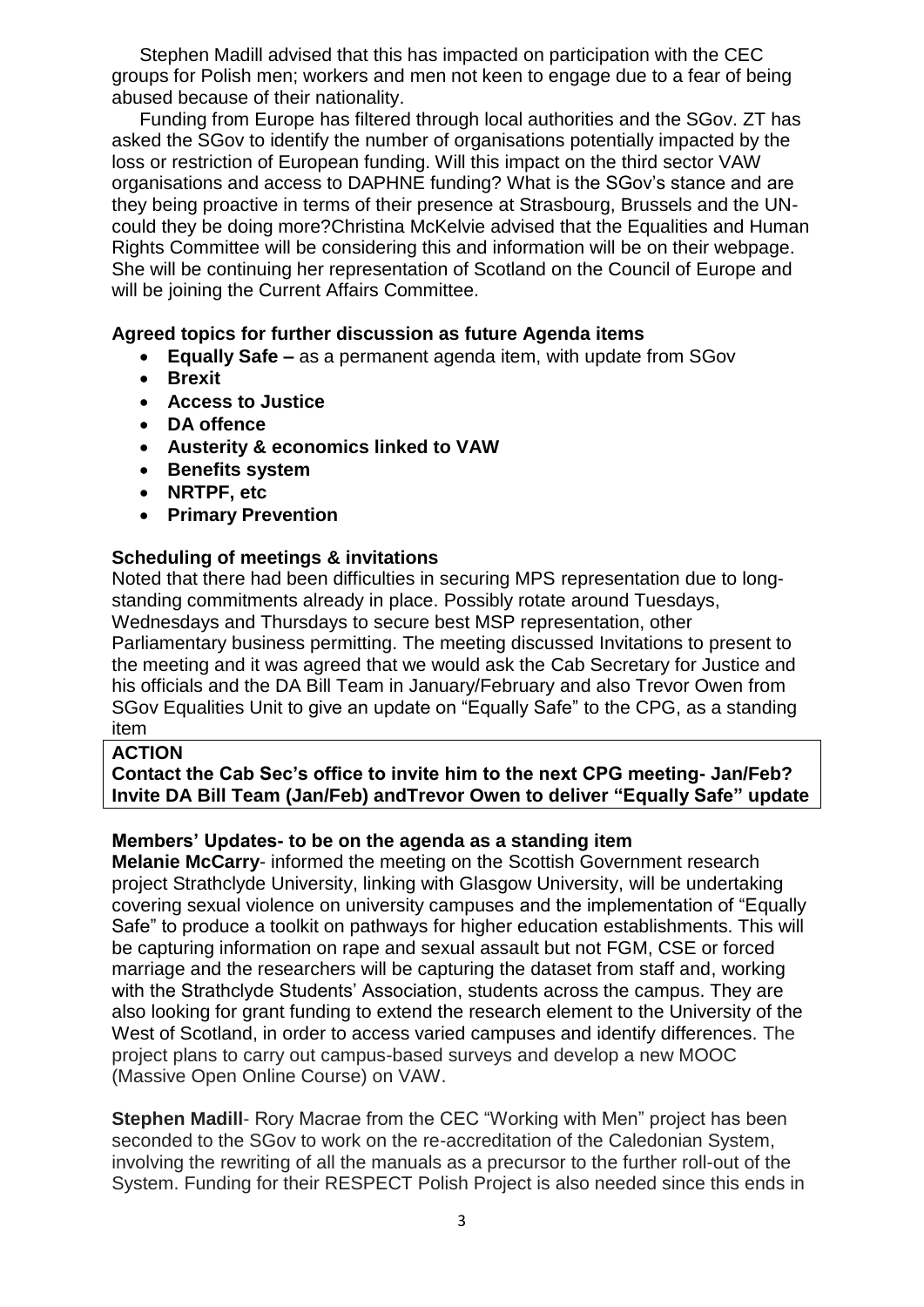Stephen Madill advised that this has impacted on participation with the CEC groups for Polish men; workers and men not keen to engage due to a fear of being abused because of their nationality.

Funding from Europe has filtered through local authorities and the SGov. ZT has asked the SGov to identify the number of organisations potentially impacted by the loss or restriction of European funding. Will this impact on the third sector VAW organisations and access to DAPHNE funding? What is the SGov's stance and are they being proactive in terms of their presence at Strasbourg, Brussels and the UN- could they be doing more?Christina McKelvie advised that the Equalities and Human Rights Committee will be considering this and information will be on their webpage. She will be continuing her representation of Scotland on the Council of Europe and will be joining the Current Affairs Committee.

**Agreed topics for further discussion as future Agenda items**

- **Equally Safe –** as a permanent agenda item, with update from SGov
- **Brexit**
- **Access to Justice**
- **DA offence**
- **Austerity & economics linked to VAW**
- **Benefits system**
- **NRTPF, etc**
- **Primary Prevention**

**Scheduling of meetings & invitations**

Noted that there had been difficulties in securing MPS representation due to long-standing commitments already in place. Possibly rotate around Tuesdays, Wednesdays and Thursdays to secure best MSP representation, other Parliamentary business permitting. The meeting discussed Invitations to present to the meeting and it was agreed that we would ask the Cab Secretary for Justice and his officials and the DA Bill Team in January/February and also Trevor Owen from SGov Equalities Unit to give an update on "Equally Safe" to the CPG, as a standing item

**ACTION**
**Contact the Cab Sec's office to invite him to the next CPG meeting- Jan/Feb?**
**Invite DA Bill Team (Jan/Feb) andTrevor Owen to deliver "Equally Safe" update**

**Members' Updates- to be on the agenda as a standing item**

**Melanie McCarry**- informed the meeting on the Scottish Government research project Strathclyde University, linking with Glasgow University, will be undertaking covering sexual violence on university campuses and the implementation of "Equally Safe" to produce a toolkit on pathways for higher education establishments. This will be capturing information on rape and sexual assault but not FGM, CSE or forced marriage and the researchers will be capturing the dataset from staff and, working with the Strathclyde Students' Association, students across the campus. They are also looking for grant funding to extend the research element to the University of the West of Scotland, in order to access varied campuses and identify differences. The project plans to carry out campus-based surveys and develop a new MOOC (Massive Open Online Course) on VAW.

**Stephen Madill**- Rory Macrae from the CEC "Working with Men" project has been seconded to the SGov to work on the re-accreditation of the Caledonian System, involving the rewriting of all the manuals as a precursor to the further roll-out of the System. Funding for their RESPECT Polish Project is also needed since this ends in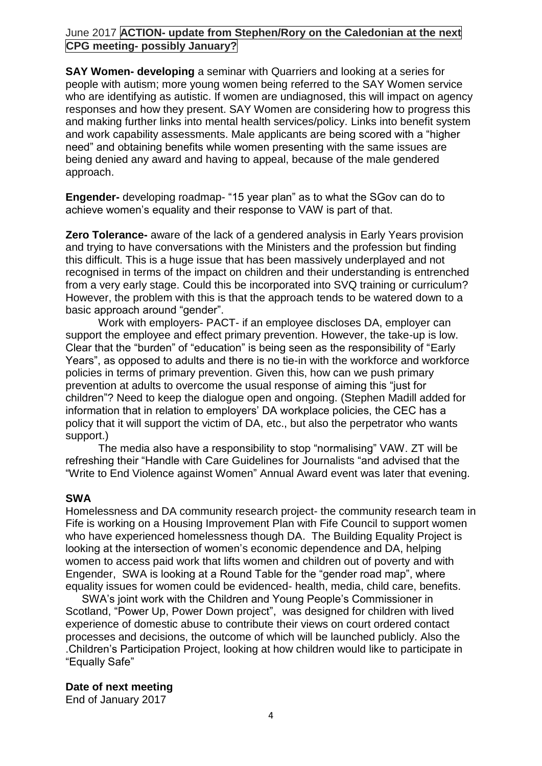June 2017 **ACTION- update from Stephen/Rory on the Caledonian at the next CPG meeting- possibly January?**

**SAY Women- developing** a seminar with Quarriers and looking at a series for people with autism; more young women being referred to the SAY Women service who are identifying as autistic. If women are undiagnosed, this will impact on agency responses and how they present. SAY Women are considering how to progress this and making further links into mental health services/policy. Links into benefit system and work capability assessments. Male applicants are being scored with a "higher need" and obtaining benefits while women presenting with the same issues are being denied any award and having to appeal, because of the male gendered approach.

**Engender-** developing roadmap- "15 year plan" as to what the SGov can do to achieve women's equality and their response to VAW is part of that.

**Zero Tolerance-** aware of the lack of a gendered analysis in Early Years provision and trying to have conversations with the Ministers and the profession but finding this difficult. This is a huge issue that has been massively underplayed and not recognised in terms of the impact on children and their understanding is entrenched from a very early stage. Could this be incorporated into SVQ training or curriculum? However, the problem with this is that the approach tends to be watered down to a basic approach around "gender".

Work with employers- PACT- if an employee discloses DA, employer can support the employee and effect primary prevention. However, the take-up is low. Clear that the "burden" of "education" is being seen as the responsibility of "Early Years", as opposed to adults and there is no tie-in with the workforce and workforce policies in terms of primary prevention. Given this, how can we push primary prevention at adults to overcome the usual response of aiming this "just for children"? Need to keep the dialogue open and ongoing. (Stephen Madill added for information that in relation to employers' DA workplace policies, the CEC has a policy that it will support the victim of DA, etc., but also the perpetrator who wants support.)

The media also have a responsibility to stop "normalising" VAW. ZT will be refreshing their "Handle with Care Guidelines for Journalists "and advised that the "Write to End Violence against Women" Annual Award event was later that evening.

**SWA**

Homelessness and DA community research project- the community research team in Fife is working on a Housing Improvement Plan with Fife Council to support women who have experienced homelessness though DA. The Building Equality Project is looking at the intersection of women's economic dependence and DA, helping women to access paid work that lifts women and children out of poverty and with Engender, SWA is looking at a Round Table for the "gender road map", where equality issues for women could be evidenced- health, media, child care, benefits.

SWA's joint work with the Children and Young People's Commissioner in Scotland, "Power Up, Power Down project", was designed for children with lived experience of domestic abuse to contribute their views on court ordered contact processes and decisions, the outcome of which will be launched publicly. Also the .Children's Participation Project, looking at how children would like to participate in "Equally Safe"

**Date of next meeting**

End of January 2017